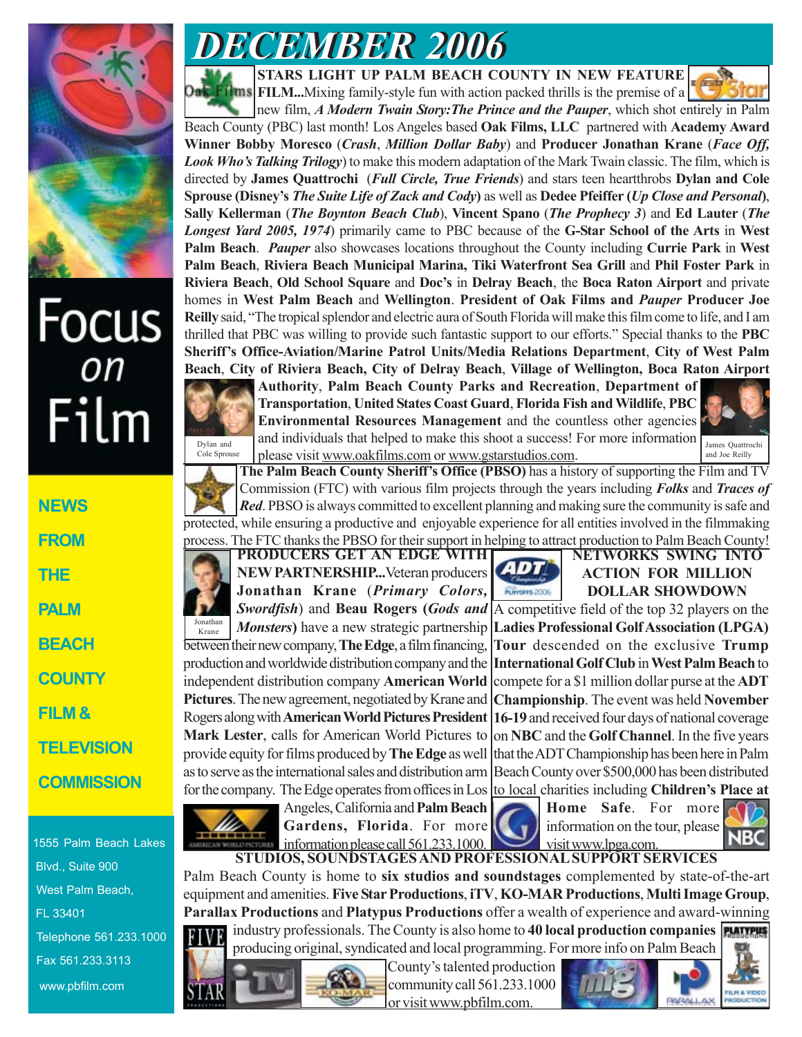# DECEMBER 2006

**STARS LIGHT UP PALM BEACH COUNTY IN NEW FEATURE FILM...**Mixing family-style fun with action packed thrills is the premise of a new film, ***A Modern Twain Story:The Prince and the Pauper***, which shot entirely in Palm Beach County (PBC) last month! Los Angeles based **Oak Films, LLC** partnered with **Academy Award Winner Bobby Moresco** (***Crash***, ***Million Dollar Baby***) and **Producer Jonathan Krane** (***Face Off, Look Who's Talking Trilogy***) to make this modern adaptation of the Mark Twain classic. The film, which is directed by **James Quattrochi** (***Full Circle, True Friends***) and stars teen heartthrobs **Dylan and Cole Sprouse (Disney's *The Suite Life of Zack and Cody*)** as well as **Dedee Pfeiffer (*Up Close and Personal*)**, **Sally Kellerman** (***The Boynton Beach Club***), **Vincent Spano** (***The Prophecy 3***) and **Ed Lauter** (***The Longest Yard 2005, 1974***) primarily came to PBC because of the **G-Star School of the Arts** in **West Palm Beach**. ***Pauper*** also showcases locations throughout the County including **Currie Park** in **West Palm Beach**, **Riviera Beach Municipal Marina, Tiki Waterfront Sea Grill** and **Phil Foster Park** in **Riviera Beach**, **Old School Square** and **Doc's** in **Delray Beach**, the **Boca Raton Airport** and private homes in **West Palm Beach** and **Wellington**. **President of Oak Films and *Pauper* Producer Joe Reilly** said, "The tropical splendor and electric aura of South Florida will make this film come to life, and I am thrilled that PBC was willing to provide such fantastic support to our efforts." Special thanks to the **PBC Sheriff's Office-Aviation/Marine Patrol Units/Media Relations Department**, **City of West Palm Beach**, **City of Riviera Beach**, **City of Delray Beach**, **Village of Wellington, Boca Raton Airport Authority**, **Palm Beach County Parks and Recreation**, **Department of Transportation**, **United States Coast Guard**, **Florida Fish and Wildlife**, **PBC Environmental Resources Management** and the countless other agencies and individuals that helped to make this shoot a success! For more information please visit www.oakfilms.com or www.gstarstudios.com.

Dylan and Cole Sprouse

James Quattrochi and Joe Reilly

**The Palm Beach County Sheriff's Office (PBSO)** has a history of supporting the Film and TV Commission (FTC) with various film projects through the years including ***Folks*** and ***Traces of Red***. PBSO is always committed to excellent planning and making sure the community is safe and protected, while ensuring a productive and enjoyable experience for all entities involved in the filmmaking process. The FTC thanks the PBSO for their support in helping to attract production to Palm Beach County!

**PRODUCERS GET AN EDGE WITH NEW PARTNERSHIP...**Veteran producers **Jonathan Krane** (***Primary Colors, Swordfish***) and **Beau Rogers (*Gods and Monsters*)** have a new strategic partnership between their new company, **The Edge**, a film financing, production and worldwide distribution company and the independent distribution company **American World Pictures**. The new agreement, negotiated by Krane and Rogers along with **American World Pictures President Mark Lester**, calls for American World Pictures to provide equity for films produced by **The Edge** as well as to serve as the international sales and distribution arm for the company. The Edge operates from offices in Los Angeles, California and **Palm Beach Gardens, Florida**. For more information please call 561.233.1000.

Jonathan Krane

**NETWORKS SWING INTO ACTION FOR MILLION DOLLAR SHOWDOWN**

A competitive field of the top 32 players on the **Ladies Professional Golf Association (LPGA) Tour** descended on the exclusive **Trump International Golf Club** in **West Palm Beach** to compete for a $1 million dollar purse at the **ADT Championship**. The event was held **November 16-19** and received four days of national coverage on **NBC** and the **Golf Channel**. In the five years that the ADT Championship has been here in Palm Beach County over $500,000 has been distributed to local charities including **Children's Place at Home Safe**. For more information on the tour, please visit www.lpga.com.

**STUDIOS, SOUNDSTAGES AND PROFESSIONAL SUPPORT SERVICES**

Palm Beach County is home to **six studios and soundstages** complemented by state-of-the-art equipment and amenities. **Five Star Productions**, **iTV**, **KO-MAR Productions**, **Multi Image Group**, **Parallax Productions** and **Platypus Productions** offer a wealth of experience and award-winning industry professionals. The County is also home to **40 local production companies** producing original, syndicated and local programming. For more info on Palm Beach County's talented production community call 561.233.1000 or visit www.pbfilm.com.

Focus on Film

NEWS FROM THE PALM BEACH COUNTY FILM & TELEVISION COMMISSION

1555 Palm Beach Lakes Blvd., Suite 900
West Palm Beach, FL 33401
Telephone 561.233.1000
Fax 561.233.3113
www.pbfilm.com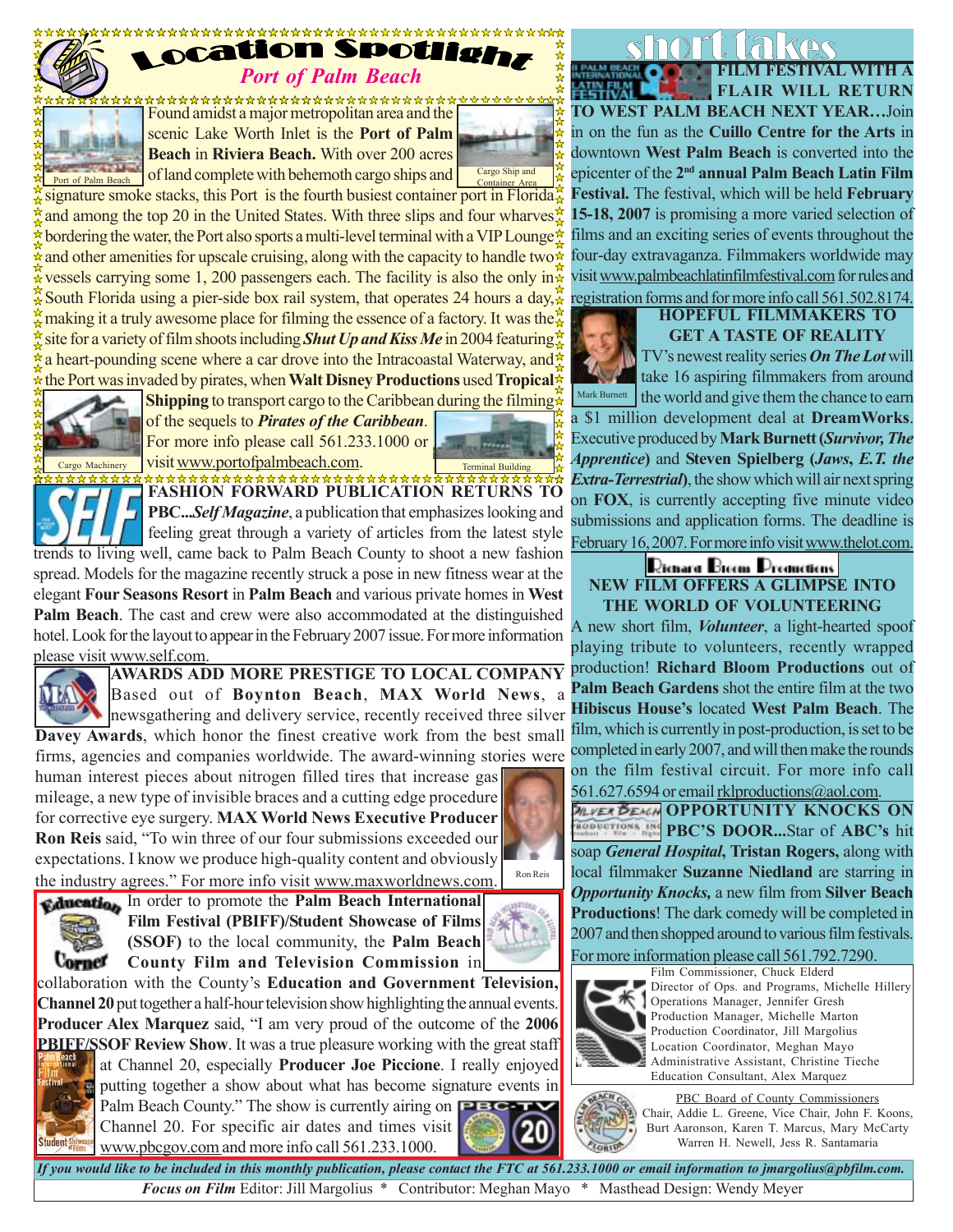# Location Spotlight

## *Port of Palm Beach*

Port of Palm Beach

Cargo Ship and Container Area

Found amidst a major metropolitan area and the scenic Lake Worth Inlet is the **Port of Palm Beach** in **Riviera Beach.** With over 200 acres of land complete with behemoth cargo ships and signature smoke stacks, this Port is the fourth busiest container port in Florida and among the top 20 in the United States. With three slips and four wharves bordering the water, the Port also sports a multi-level terminal with a VIP Lounge and other amenities for upscale cruising, along with the capacity to handle two vessels carrying some 1, 200 passengers each. The facility is also the only in South Florida using a pier-side box rail system, that operates 24 hours a day, making it a truly awesome place for filming the essence of a factory. It was the site for a variety of film shoots including ***Shut Up and Kiss Me*** in 2004 featuring a heart-pounding scene where a car drove into the Intracoastal Waterway, and the Port was invaded by pirates, when **Walt Disney Productions** used **Tropical Shipping** to transport cargo to the Caribbean during the filming of the sequels to ***Pirates of the Caribbean***. For more info please call 561.233.1000 or visit www.portofpalmbeach.com.

Cargo Machinery

Terminal Building

**FASHION FORWARD PUBLICATION RETURNS TO PBC...*Self Magazine***, a publication that emphasizes looking and feeling great through a variety of articles from the latest style trends to living well, came back to Palm Beach County to shoot a new fashion spread. Models for the magazine recently struck a pose in new fitness wear at the elegant **Four Seasons Resort** in **Palm Beach** and various private homes in **West Palm Beach**. The cast and crew were also accommodated at the distinguished hotel. Look for the layout to appear in the February 2007 issue. For more information please visit www.self.com.

**AWARDS ADD MORE PRESTIGE TO LOCAL COMPANY**

Based out of **Boynton Beach**, **MAX World News**, a newsgathering and delivery service, recently received three silver **Davey Awards**, which honor the finest creative work from the best small firms, agencies and companies worldwide. The award-winning stories were human interest pieces about nitrogen filled tires that increase gas mileage, a new type of invisible braces and a cutting edge procedure for corrective eye surgery. **MAX World News Executive Producer Ron Reis** said, "To win three of our four submissions exceeded our expectations. I know we produce high-quality content and obviously the industry agrees." For more info visit www.maxworldnews.com.

Ron Reis

**Education Corner**

In order to promote the **Palm Beach International Film Festival (PBIFF)/Student Showcase of Films (SSOF)** to the local community, the **Palm Beach County Film and Television Commission** in collaboration with the County's **Education and Government Television, Channel 20** put together a half-hour television show highlighting the annual events. **Producer Alex Marquez** said, "I am very proud of the outcome of the **2006 PBIFF/SSOF Review Show**. It was a true pleasure working with the great staff at Channel 20, especially **Producer Joe Piccione**. I really enjoyed putting together a show about what has become signature events in Palm Beach County." The show is currently airing on Channel 20. For specific air dates and times visit www.pbcgov.com and more info call 561.233.1000.

# short takes

**FILM FESTIVAL WITH A FLAIR WILL RETURN TO WEST PALM BEACH NEXT YEAR...**Join in on the fun as the **Cuillo Centre for the Arts** in downtown **West Palm Beach** is converted into the epicenter of the **2nd annual Palm Beach Latin Film Festival.** The festival, which will be held **February 15-18, 2007** is promising a more varied selection of films and an exciting series of events throughout the four-day extravaganza. Filmmakers worldwide may visit www.palmbeachlatinfilmfestival.com for rules and registration forms and for more info call 561.502.8174.

**HOPEFUL FILMMAKERS TO GET A TASTE OF REALITY**

Mark Burnett

TV's newest reality series ***On The Lot*** will take 16 aspiring filmmakers from around the world and give them the chance to earn a $1 million development deal at **DreamWorks**. Executive produced by **Mark Burnett (*Survivor, The Apprentice*)** and **Steven Spielberg (*Jaws*, *E.T. the Extra-Terrestrial*)**, the show which will air next spring on **FOX**, is currently accepting five minute video submissions and application forms. The deadline is February 16, 2007. For more info visit www.thelot.com.

Richard Bloom Productions

**NEW FILM OFFERS A GLIMPSE INTO THE WORLD OF VOLUNTEERING**

A new short film, ***Volunteer***, a light-hearted spoof playing tribute to volunteers, recently wrapped production! **Richard Bloom Productions** out of **Palm Beach Gardens** shot the entire film at the two **Hibiscus House's** located **West Palm Beach**. The film, which is currently in post-production, is set to be completed in early 2007, and will then make the rounds on the film festival circuit. For more info call 561.627.6594 or email rklproductions@aol.com.

**OPPORTUNITY KNOCKS ON PBC'S DOOR...**Star of **ABC's** hit soap ***General Hospital***, **Tristan Rogers,** along with local filmmaker **Suzanne Niedland** are starring in ***Opportunity Knocks,*** a new film from **Silver Beach Productions**! The dark comedy will be completed in 2007 and then shopped around to various film festivals. For more information please call 561.792.7290.

Film Commissioner, Chuck Elderd
Director of Ops. and Programs, Michelle Hillery
Operations Manager, Jennifer Gresh
Production Manager, Michelle Marton
Production Coordinator, Jill Margolius
Location Coordinator, Meghan Mayo
Administrative Assistant, Christine Tieche
Education Consultant, Alex Marquez

PBC Board of County Commissioners
Chair, Addie L. Greene, Vice Chair, John F. Koons,
Burt Aaronson, Karen T. Marcus, Mary McCarty
Warren H. Newell, Jess R. Santamaria

*If you would like to be included in this monthly publication, please contact the FTC at 561.233.1000 or email information to jmargolius@pbfilm.com.*

***Focus on Film*** Editor: Jill Margolius * Contributor: Meghan Mayo * Masthead Design: Wendy Meyer